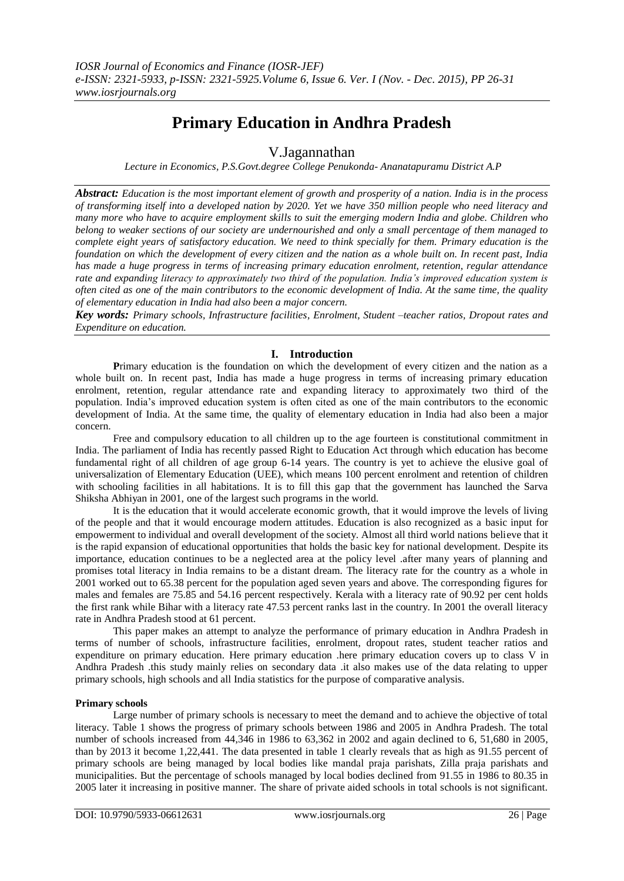# Primary Education in Andhra Pradesh

V.Jagannathan

*Lecture in Economics, P.S.Govt.degree College Penukonda- Ananatapuramu District A.P*

***Abstract:*** *Education is the most important element of growth and prosperity of a nation. India is in the process of transforming itself into a developed nation by 2020. Yet we have 350 million people who need literacy and many more who have to acquire employment skills to suit the emerging modern India and globe. Children who belong to weaker sections of our society are undernourished and only a small percentage of them managed to complete eight years of satisfactory education. We need to think specially for them. Primary education is the foundation on which the development of every citizen and the nation as a whole built on. In recent past, India has made a huge progress in terms of increasing primary education enrolment, retention, regular attendance rate and expanding literacy to approximately two third of the population. India's improved education system is often cited as one of the main contributors to the economic development of India. At the same time, the quality of elementary education in India had also been a major concern.*

***Key words:*** *Primary schools, Infrastructure facilities, Enrolment, Student –teacher ratios, Dropout rates and Expenditure on education.*

## I. Introduction

**P**rimary education is the foundation on which the development of every citizen and the nation as a whole built on. In recent past, India has made a huge progress in terms of increasing primary education enrolment, retention, regular attendance rate and expanding literacy to approximately two third of the population. India's improved education system is often cited as one of the main contributors to the economic development of India. At the same time, the quality of elementary education in India had also been a major concern.

Free and compulsory education to all children up to the age fourteen is constitutional commitment in India. The parliament of India has recently passed Right to Education Act through which education has become fundamental right of all children of age group 6-14 years. The country is yet to achieve the elusive goal of universalization of Elementary Education (UEE), which means 100 percent enrolment and retention of children with schooling facilities in all habitations. It is to fill this gap that the government has launched the Sarva Shiksha Abhiyan in 2001, one of the largest such programs in the world.

It is the education that it would accelerate economic growth, that it would improve the levels of living of the people and that it would encourage modern attitudes. Education is also recognized as a basic input for empowerment to individual and overall development of the society. Almost all third world nations believe that it is the rapid expansion of educational opportunities that holds the basic key for national development. Despite its importance, education continues to be a neglected area at the policy level .after many years of planning and promises total literacy in India remains to be a distant dream. The literacy rate for the country as a whole in 2001 worked out to 65.38 percent for the population aged seven years and above. The corresponding figures for males and females are 75.85 and 54.16 percent respectively. Kerala with a literacy rate of 90.92 per cent holds the first rank while Bihar with a literacy rate 47.53 percent ranks last in the country. In 2001 the overall literacy rate in Andhra Pradesh stood at 61 percent.

This paper makes an attempt to analyze the performance of primary education in Andhra Pradesh in terms of number of schools, infrastructure facilities, enrolment, dropout rates, student teacher ratios and expenditure on primary education. Here primary education .here primary education covers up to class V in Andhra Pradesh .this study mainly relies on secondary data .it also makes use of the data relating to upper primary schools, high schools and all India statistics for the purpose of comparative analysis.

### Primary schools

Large number of primary schools is necessary to meet the demand and to achieve the objective of total literacy. Table 1 shows the progress of primary schools between 1986 and 2005 in Andhra Pradesh. The total number of schools increased from 44,346 in 1986 to 63,362 in 2002 and again declined to 6, 51,680 in 2005, than by 2013 it become 1,22,441. The data presented in table 1 clearly reveals that as high as 91.55 percent of primary schools are being managed by local bodies like mandal praja parishats, Zilla praja parishats and municipalities. But the percentage of schools managed by local bodies declined from 91.55 in 1986 to 80.35 in 2005 later it increasing in positive manner. The share of private aided schools in total schools is not significant.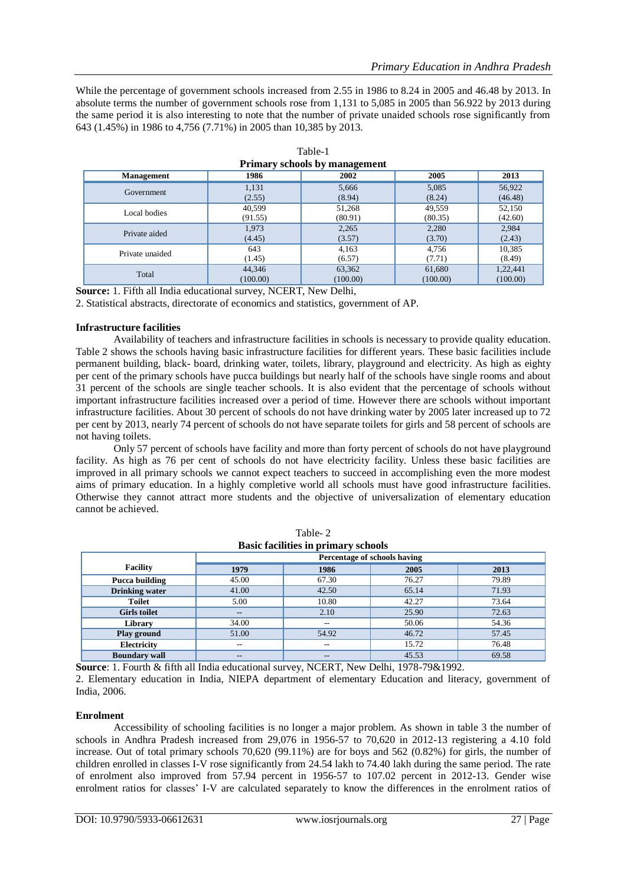While the percentage of government schools increased from 2.55 in 1986 to 8.24 in 2005 and 46.48 by 2013. In absolute terms the number of government schools rose from 1,131 to 5,085 in 2005 than 56.922 by 2013 during the same period it is also interesting to note that the number of private unaided schools rose significantly from 643 (1.45%) in 1986 to 4,756 (7.71%) in 2005 than 10,385 by 2013.

Table-1
**Primary schools by management**

| Management | 1986 | 2002 | 2005 | 2013 |
|---|---|---|---|---|
| Government | 1,131 (2.55) | 5,666 (8.94) | 5,085 (8.24) | 56,922 (46.48) |
| Local bodies | 40,599 (91.55) | 51,268 (80.91) | 49,559 (80.35) | 52,150 (42.60) |
| Private aided | 1,973 (4.45) | 2,265 (3.57) | 2,280 (3.70) | 2,984 (2.43) |
| Private unaided | 643 (1.45) | 4,163 (6.57) | 4,756 (7.71) | 10,385 (8.49) |
| Total | 44,346 (100.00) | 63,362 (100.00) | 61,680 (100.00) | 1,22,441 (100.00) |

**Source:** 1. Fifth all India educational survey, NCERT, New Delhi,
2. Statistical abstracts, directorate of economics and statistics, government of AP.

**Infrastructure facilities**

Availability of teachers and infrastructure facilities in schools is necessary to provide quality education. Table 2 shows the schools having basic infrastructure facilities for different years. These basic facilities include permanent building, black- board, drinking water, toilets, library, playground and electricity. As high as eighty per cent of the primary schools have pucca buildings but nearly half of the schools have single rooms and about 31 percent of the schools are single teacher schools. It is also evident that the percentage of schools without important infrastructure facilities increased over a period of time. However there are schools without important infrastructure facilities. About 30 percent of schools do not have drinking water by 2005 later increased up to 72 per cent by 2013, nearly 74 percent of schools do not have separate toilets for girls and 58 percent of schools are not having toilets.

Only 57 percent of schools have facility and more than forty percent of schools do not have playground facility. As high as 76 per cent of schools do not have electricity facility. Unless these basic facilities are improved in all primary schools we cannot expect teachers to succeed in accomplishing even the more modest aims of primary education. In a highly completive world all schools must have good infrastructure facilities. Otherwise they cannot attract more students and the objective of universalization of elementary education cannot be achieved.

Table- 2
**Basic facilities in primary schools**

| Facility | Percentage of schools having | | | |
|---|---|---|---|---|
| | 1979 | 1986 | 2005 | 2013 |
| **Pucca building** | 45.00 | 67.30 | 76.27 | 79.89 |
| **Drinking water** | 41.00 | 42.50 | 65.14 | 71.93 |
| **Toilet** | 5.00 | 10.80 | 42.27 | 73.64 |
| **Girls toilet** | -- | 2.10 | 25.90 | 72.63 |
| **Library** | 34.00 | -- | 50.06 | 54.36 |
| **Play ground** | 51.00 | 54.92 | 46.72 | 57.45 |
| **Electricity** | -- | -- | 15.72 | 76.48 |
| **Boundary wall** | -- | -- | 45.53 | 69.58 |

**Source**: 1. Fourth & fifth all India educational survey, NCERT, New Delhi, 1978-79&1992.
2. Elementary education in India, NIEPA department of elementary Education and literacy, government of India, 2006.

**Enrolment**

Accessibility of schooling facilities is no longer a major problem. As shown in table 3 the number of schools in Andhra Pradesh increased from 29,076 in 1956-57 to 70,620 in 2012-13 registering a 4.10 fold increase. Out of total primary schools 70,620 (99.11%) are for boys and 562 (0.82%) for girls, the number of children enrolled in classes I-V rose significantly from 24.54 lakh to 74.40 lakh during the same period. The rate of enrolment also improved from 57.94 percent in 1956-57 to 107.02 percent in 2012-13. Gender wise enrolment ratios for classes' I-V are calculated separately to know the differences in the enrolment ratios of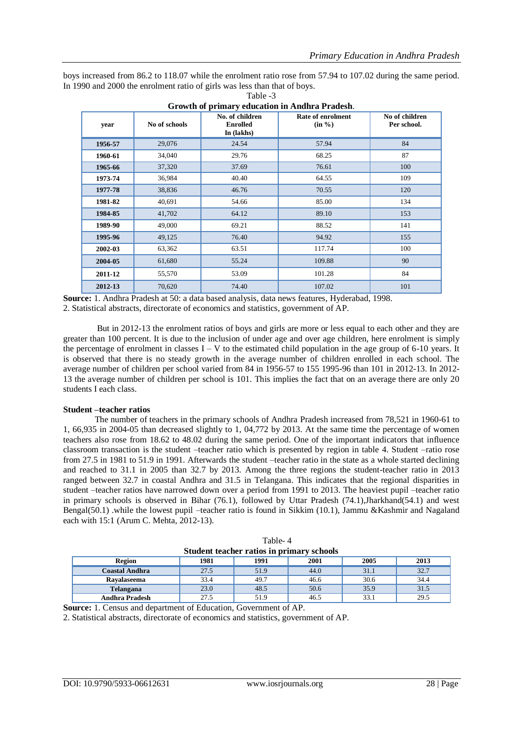boys increased from 86.2 to 118.07 while the enrolment ratio rose from 57.94 to 107.02 during the same period. In 1990 and 2000 the enrolment ratio of girls was less than that of boys.

Table -3
**Growth of primary education in Andhra Pradesh**.

| year | No of schools | No. of children Enrolled In (lakhs) | Rate of enrolment (in %) | No of children Per school. |
|---|---|---|---|---|
| **1956-57** | 29,076 | 24.54 | 57.94 | 84 |
| **1960-61** | 34,040 | 29.76 | 68.25 | 87 |
| **1965-66** | 37,320 | 37.69 | 76.61 | 100 |
| **1973-74** | 36,984 | 40.40 | 64.55 | 109 |
| **1977-78** | 38,836 | 46.76 | 70.55 | 120 |
| **1981-82** | 40,691 | 54.66 | 85.00 | 134 |
| **1984-85** | 41,702 | 64.12 | 89.10 | 153 |
| **1989-90** | 49,000 | 69.21 | 88.52 | 141 |
| **1995-96** | 49,125 | 76.40 | 94.92 | 155 |
| **2002-03** | 63,362 | 63.51 | 117.74 | 100 |
| **2004-05** | 61,680 | 55.24 | 109.88 | 90 |
| **2011-12** | 55,570 | 53.09 | 101.28 | 84 |
| **2012-13** | 70,620 | 74.40 | 107.02 | 101 |

**Source:** 1. Andhra Pradesh at 50: a data based analysis, data news features, Hyderabad, 1998.
2. Statistical abstracts, directorate of economics and statistics, government of AP.

But in 2012-13 the enrolment ratios of boys and girls are more or less equal to each other and they are greater than 100 percent. It is due to the inclusion of under age and over age children, here enrolment is simply the percentage of enrolment in classes I – V to the estimated child population in the age group of 6-10 years. It is observed that there is no steady growth in the average number of children enrolled in each school. The average number of children per school varied from 84 in 1956-57 to 155 1995-96 than 101 in 2012-13. In 2012-13 the average number of children per school is 101. This implies the fact that on an average there are only 20 students I each class.

**Student –teacher ratios**

The number of teachers in the primary schools of Andhra Pradesh increased from 78,521 in 1960-61 to 1, 66,935 in 2004-05 than decreased slightly to 1, 04,772 by 2013. At the same time the percentage of women teachers also rose from 18.62 to 48.02 during the same period. One of the important indicators that influence classroom transaction is the student –teacher ratio which is presented by region in table 4. Student –ratio rose from 27.5 in 1981 to 51.9 in 1991. Afterwards the student –teacher ratio in the state as a whole started declining and reached to 31.1 in 2005 than 32.7 by 2013. Among the three regions the student-teacher ratio in 2013 ranged between 32.7 in coastal Andhra and 31.5 in Telangana. This indicates that the regional disparities in student –teacher ratios have narrowed down over a period from 1991 to 2013. The heaviest pupil –teacher ratio in primary schools is observed in Bihar (76.1), followed by Uttar Pradesh (74.1),Jharkhand(54.1) and west Bengal(50.1) .while the lowest pupil –teacher ratio is found in Sikkim (10.1), Jammu &Kashmir and Nagaland each with 15:1 (Arum C. Mehta, 2012-13).

Table- 4
**Student teacher ratios in primary schools**

| Region | 1981 | 1991 | 2001 | 2005 | 2013 |
|---|---|---|---|---|---|
| **Coastal Andhra** | 27.5 | 51.9 | 44.0 | 31.1 | 32.7 |
| **Rayalaseema** | 33.4 | 49.7 | 46.6 | 30.6 | 34.4 |
| **Telangana** | 23.0 | 48.5 | 50.6 | 35.9 | 31.5 |
| **Andhra Pradesh** | 27.5 | 51.9 | 46.5 | 33.1 | 29.5 |

**Source:** 1. Census and department of Education, Government of AP.
2. Statistical abstracts, directorate of economics and statistics, government of AP.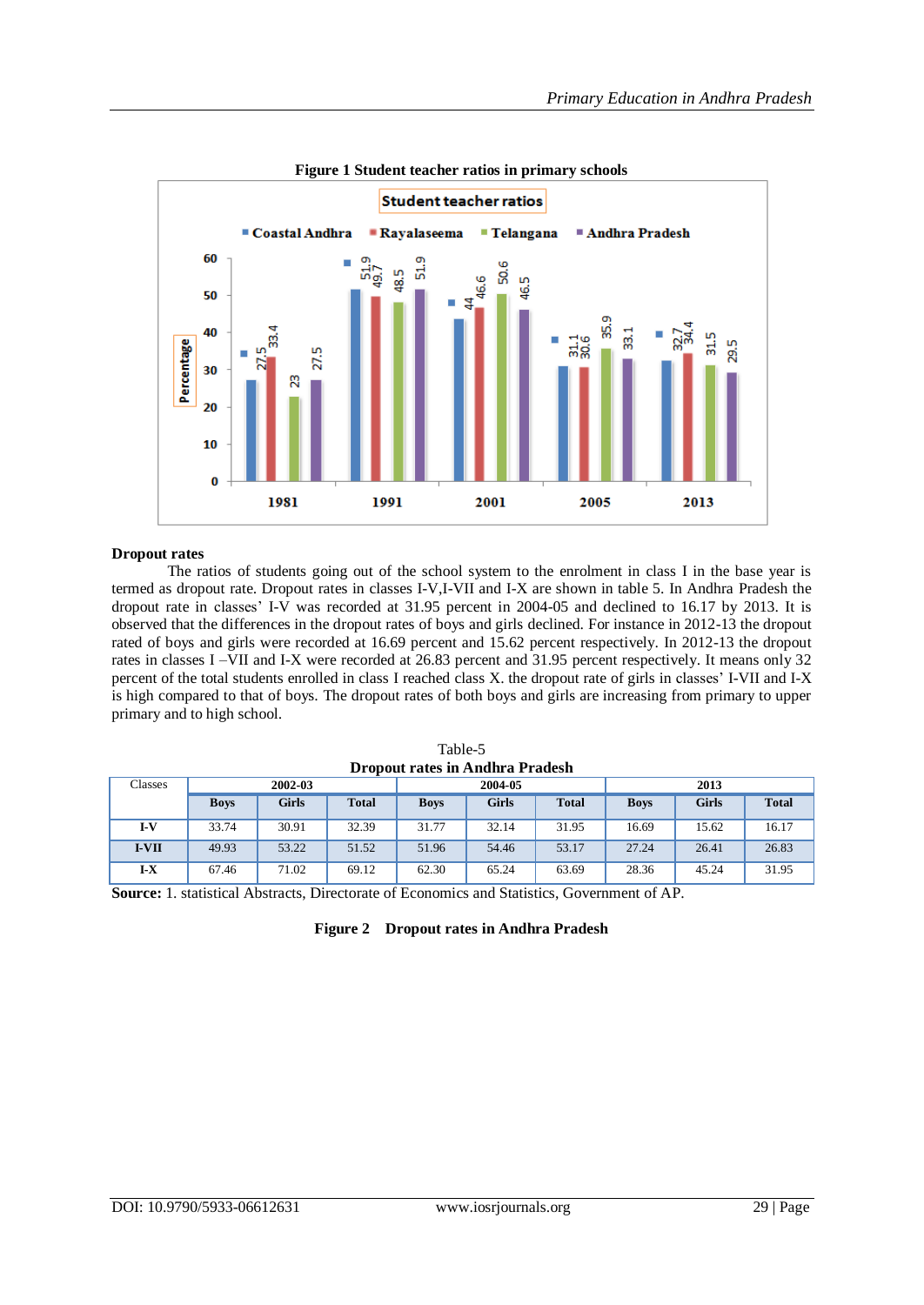**Figure 1 Student teacher ratios in primary schools**

**Dropout rates**

The ratios of students going out of the school system to the enrolment in class I in the base year is termed as dropout rate. Dropout rates in classes I-V,I-VII and I-X are shown in table 5. In Andhra Pradesh the dropout rate in classes' I-V was recorded at 31.95 percent in 2004-05 and declined to 16.17 by 2013. It is observed that the differences in the dropout rates of boys and girls declined. For instance in 2012-13 the dropout rated of boys and girls were recorded at 16.69 percent and 15.62 percent respectively. In 2012-13 the dropout rates in classes I –VII and I-X were recorded at 26.83 percent and 31.95 percent respectively. It means only 32 percent of the total students enrolled in class I reached class X. the dropout rate of girls in classes' I-VII and I-X is high compared to that of boys. The dropout rates of both boys and girls are increasing from primary to upper primary and to high school.

Table-5
**Dropout rates in Andhra Pradesh**

| Classes | 2002-03 | | | 2004-05 | | | 2013 | | |
|---|---|---|---|---|---|---|---|---|---|
| | **Boys** | **Girls** | **Total** | **Boys** | **Girls** | **Total** | **Boys** | **Girls** | **Total** |
| **I-V** | 33.74 | 30.91 | 32.39 | 31.77 | 32.14 | 31.95 | 16.69 | 15.62 | 16.17 |
| **I-VII** | 49.93 | 53.22 | 51.52 | 51.96 | 54.46 | 53.17 | 27.24 | 26.41 | 26.83 |
| **I-X** | 67.46 | 71.02 | 69.12 | 62.30 | 65.24 | 63.69 | 28.36 | 45.24 | 31.95 |

**Source:** 1. statistical Abstracts, Directorate of Economics and Statistics, Government of AP.

**Figure 2 Dropout rates in Andhra Pradesh**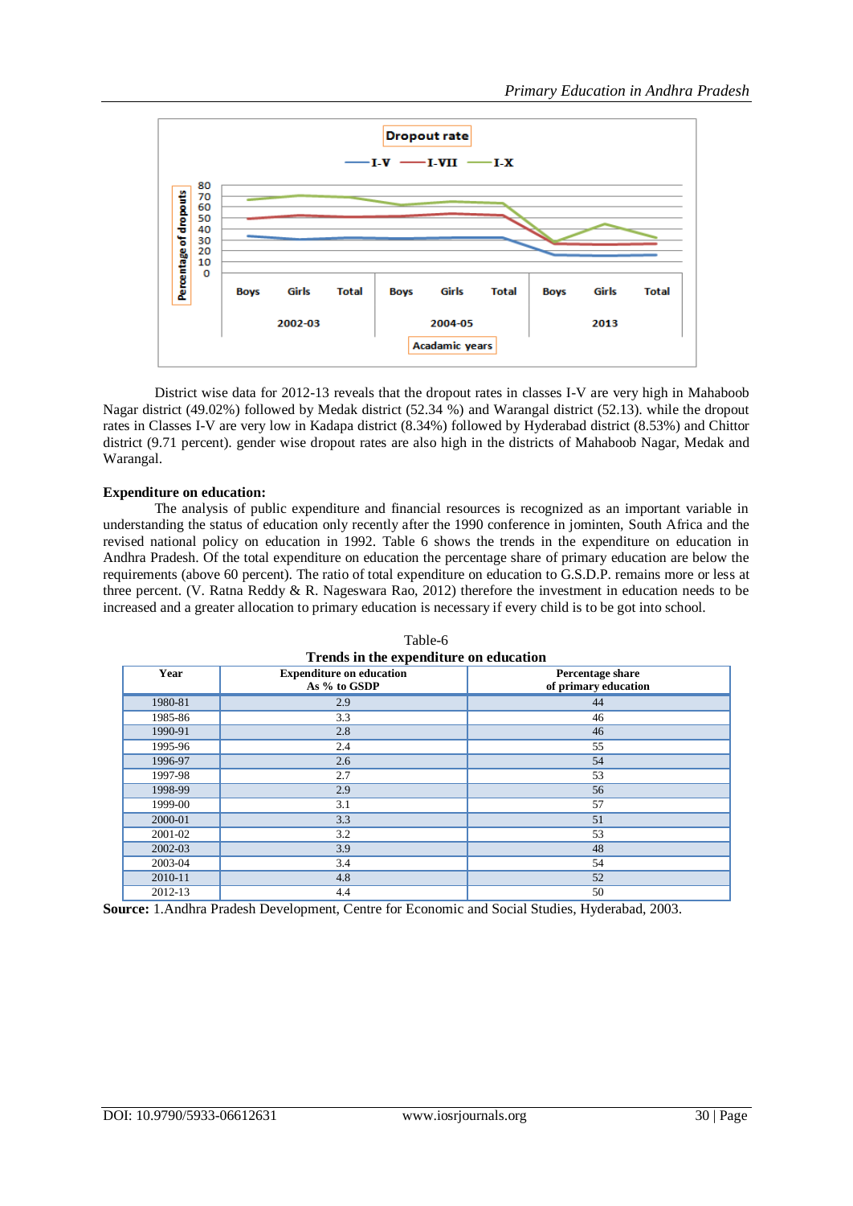District wise data for 2012-13 reveals that the dropout rates in classes I-V are very high in Mahaboob Nagar district (49.02%) followed by Medak district (52.34 %) and Warangal district (52.13). while the dropout rates in Classes I-V are very low in Kadapa district (8.34%) followed by Hyderabad district (8.53%) and Chittor district (9.71 percent). gender wise dropout rates are also high in the districts of Mahaboob Nagar, Medak and Warangal.

**Expenditure on education:**

The analysis of public expenditure and financial resources is recognized as an important variable in understanding the status of education only recently after the 1990 conference in jominten, South Africa and the revised national policy on education in 1992. Table 6 shows the trends in the expenditure on education in Andhra Pradesh. Of the total expenditure on education the percentage share of primary education are below the requirements (above 60 percent). The ratio of total expenditure on education to G.S.D.P. remains more or less at three percent. (V. Ratna Reddy & R. Nageswara Rao, 2012) therefore the investment in education needs to be increased and a greater allocation to primary education is necessary if every child is to be got into school.

Table-6

**Trends in the expenditure on education**

| Year | Expenditure on education As % to GSDP | Percentage share of primary education |
|---|---|---|
| 1980-81 | 2.9 | 44 |
| 1985-86 | 3.3 | 46 |
| 1990-91 | 2.8 | 46 |
| 1995-96 | 2.4 | 55 |
| 1996-97 | 2.6 | 54 |
| 1997-98 | 2.7 | 53 |
| 1998-99 | 2.9 | 56 |
| 1999-00 | 3.1 | 57 |
| 2000-01 | 3.3 | 51 |
| 2001-02 | 3.2 | 53 |
| 2002-03 | 3.9 | 48 |
| 2003-04 | 3.4 | 54 |
| 2010-11 | 4.8 | 52 |
| 2012-13 | 4.4 | 50 |

**Source:** 1.Andhra Pradesh Development, Centre for Economic and Social Studies, Hyderabad, 2003.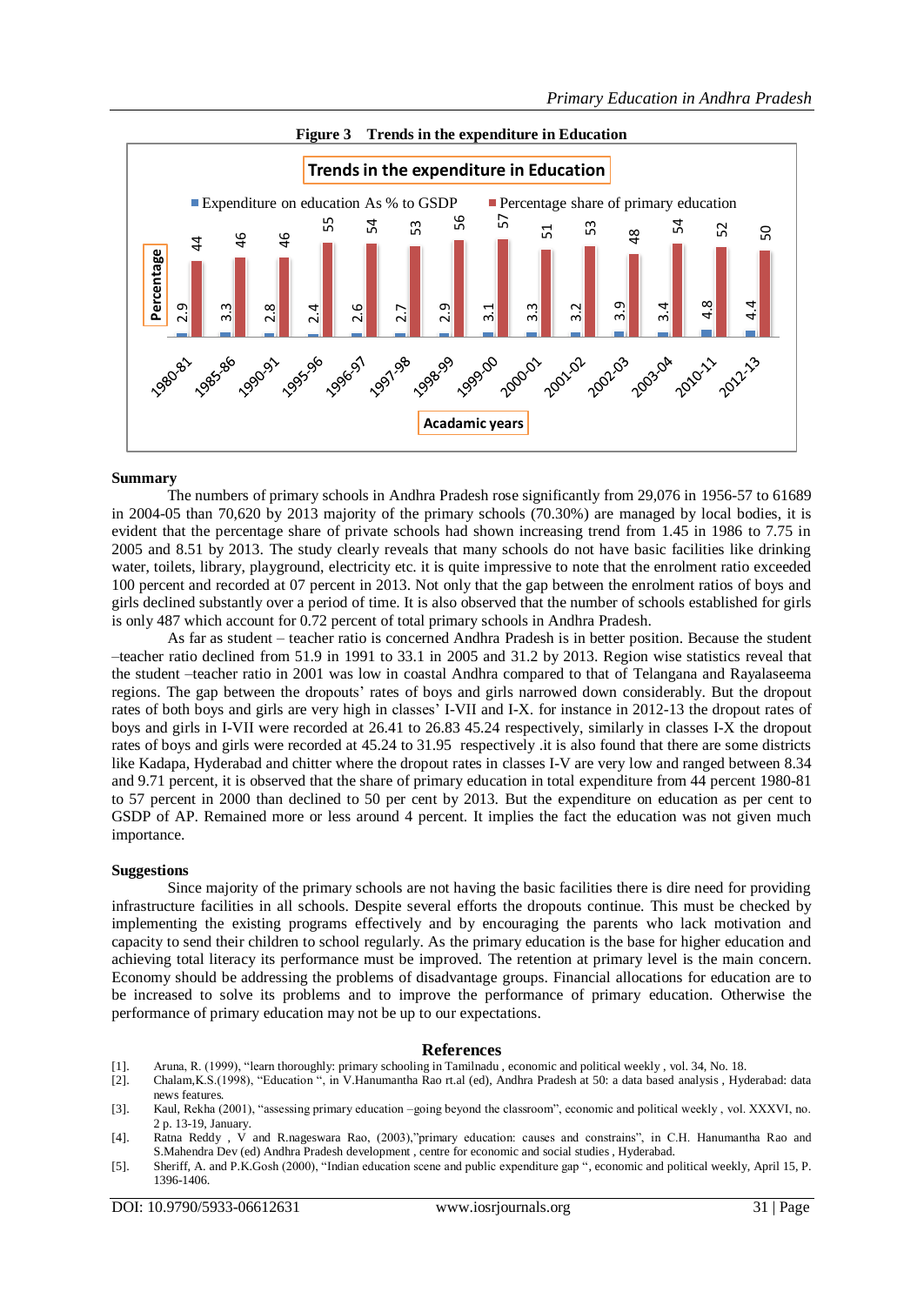**Figure 3 Trends in the expenditure in Education**

Trends in the expenditure in Education

Expenditure on education As % to GSDP

Percentage share of primary education

Percentage

2.9 44
3.3 46
2.8 46
2.4 55
2.6 54
2.7 53
2.9 56
3.1 57
3.3 51
3.2 53
3.9 48
3.4 54
4.8 52
4.4 50

1980-81 1985-86 1990-91 1995-96 1996-97 1997-98 1998-99 1999-00 2000-01 2001-02 2002-03 2003-04 2010-11 2012-13

Acadamic years

**Summary**

The numbers of primary schools in Andhra Pradesh rose significantly from 29,076 in 1956-57 to 61689 in 2004-05 than 70,620 by 2013 majority of the primary schools (70.30%) are managed by local bodies, it is evident that the percentage share of private schools had shown increasing trend from 1.45 in 1986 to 7.75 in 2005 and 8.51 by 2013. The study clearly reveals that many schools do not have basic facilities like drinking water, toilets, library, playground, electricity etc. it is quite impressive to note that the enrolment ratio exceeded 100 percent and recorded at 07 percent in 2013. Not only that the gap between the enrolment ratios of boys and girls declined substantially over a period of time. It is also observed that the number of schools established for girls is only 487 which account for 0.72 percent of total primary schools in Andhra Pradesh.

As far as student – teacher ratio is concerned Andhra Pradesh is in better position. Because the student –teacher ratio declined from 51.9 in 1991 to 33.1 in 2005 and 31.2 by 2013. Region wise statistics reveal that the student –teacher ratio in 2001 was low in coastal Andhra compared to that of Telangana and Rayalaseema regions. The gap between the dropouts' rates of boys and girls narrowed down considerably. But the dropout rates of both boys and girls are very high in classes' I-VII and I-X. for instance in 2012-13 the dropout rates of boys and girls in I-VII were recorded at 26.41 to 26.83 45.24 respectively, similarly in classes I-X the dropout rates of boys and girls were recorded at 45.24 to 31.95 respectively .it is also found that there are some districts like Kadapa, Hyderabad and chitter where the dropout rates in classes I-V are very low and ranged between 8.34 and 9.71 percent, it is observed that the share of primary education in total expenditure from 44 percent 1980-81 to 57 percent in 2000 than declined to 50 per cent by 2013. But the expenditure on education as per cent to GSDP of AP. Remained more or less around 4 percent. It implies the fact the education was not given much importance.

**Suggestions**

Since majority of the primary schools are not having the basic facilities there is dire need for providing infrastructure facilities in all schools. Despite several efforts the dropouts continue. This must be checked by implementing the existing programs effectively and by encouraging the parents who lack motivation and capacity to send their children to school regularly. As the primary education is the base for higher education and achieving total literacy its performance must be improved. The retention at primary level is the main concern. Economy should be addressing the problems of disadvantage groups. Financial allocations for education are to be increased to solve its problems and to improve the performance of primary education. Otherwise the performance of primary education may not be up to our expectations.

## References

[1]. Aruna, R. (1999), "learn thoroughly: primary schooling in Tamilnadu , economic and political weekly , vol. 34, No. 18.

[2]. Chalam,K.S.(1998), "Education ", in V.Hanumantha Rao rt.al (ed), Andhra Pradesh at 50: a data based analysis , Hyderabad: data news features.

[3]. Kaul, Rekha (2001), "assessing primary education –going beyond the classroom", economic and political weekly , vol. XXXVI, no. 2 p. 13-19, January.

[4]. Ratna Reddy , V and R.nageswara Rao, (2003),"primary education: causes and constrains", in C.H. Hanumantha Rao and S.Mahendra Dev (ed) Andhra Pradesh development , centre for economic and social studies , Hyderabad.

[5]. Sheriff, A. and P.K.Gosh (2000), "Indian education scene and public expenditure gap ", economic and political weekly, April 15, P. 1396-1406.